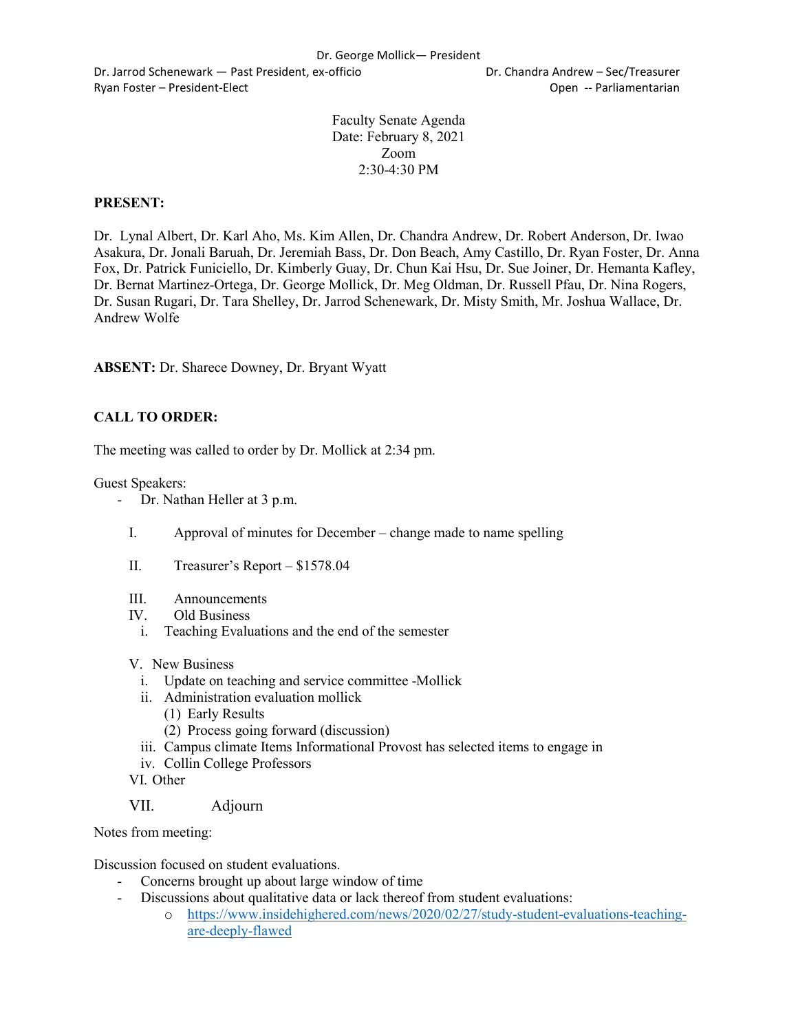Dr. George Mollick— President

Dr. Jarrod Schenewark — Past President, ex-officio

Ryan Foster – President-Elect

Dr. Chandra Andrew – Sec/Treasurer

Open -- Parliamentarian

Faculty Senate Agenda
Date: February 8, 2021
Zoom
2:30-4:30 PM

**PRESENT:**

Dr. Lynal Albert, Dr. Karl Aho, Ms. Kim Allen, Dr. Chandra Andrew, Dr. Robert Anderson, Dr. Iwao Asakura, Dr. Jonali Baruah, Dr. Jeremiah Bass, Dr. Don Beach, Amy Castillo, Dr. Ryan Foster, Dr. Anna Fox, Dr. Patrick Funiciello, Dr. Kimberly Guay, Dr. Chun Kai Hsu, Dr. Sue Joiner, Dr. Hemanta Kafley, Dr. Bernat Martinez-Ortega, Dr. George Mollick, Dr. Meg Oldman, Dr. Russell Pfau, Dr. Nina Rogers, Dr. Susan Rugari, Dr. Tara Shelley, Dr. Jarrod Schenewark, Dr. Misty Smith, Mr. Joshua Wallace, Dr. Andrew Wolfe

**ABSENT:** Dr. Sharece Downey, Dr. Bryant Wyatt

**CALL TO ORDER:**

The meeting was called to order by Dr. Mollick at 2:34 pm.

Guest Speakers:
- Dr. Nathan Heller at 3 p.m.

I. Approval of minutes for December – change made to name spelling

II. Treasurer's Report – $1578.04

III. Announcements

IV. Old Business
   i. Teaching Evaluations and the end of the semester

V. New Business
   i. Update on teaching and service committee -Mollick
   ii. Administration evaluation mollick
      (1) Early Results
      (2) Process going forward (discussion)
   iii. Campus climate Items Informational Provost has selected items to engage in
   iv. Collin College Professors

VI. Other

VII. Adjourn

Notes from meeting:

Discussion focused on student evaluations.
- Concerns brought up about large window of time
- Discussions about qualitative data or lack thereof from student evaluations:
   - https://www.insidehighered.com/news/2020/02/27/study-student-evaluations-teaching-are-deeply-flawed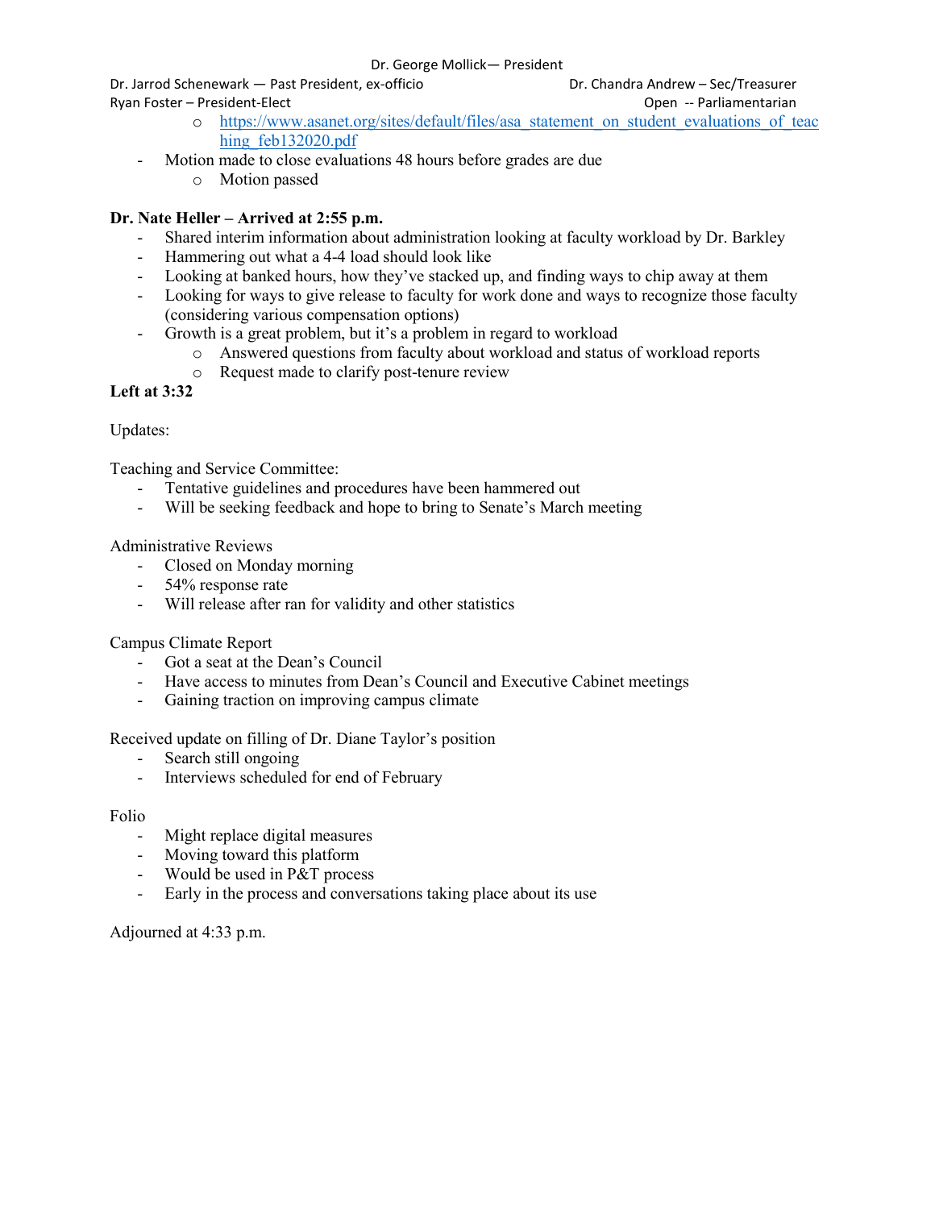- https://www.asanet.org/sites/default/files/asa_statement_on_student_evaluations_of_teaching_feb132020.pdf
- Motion made to close evaluations 48 hours before grades are due
  - Motion passed

**Dr. Nate Heller – Arrived at 2:55 p.m.**

- Shared interim information about administration looking at faculty workload by Dr. Barkley
- Hammering out what a 4-4 load should look like
- Looking at banked hours, how they've stacked up, and finding ways to chip away at them
- Looking for ways to give release to faculty for work done and ways to recognize those faculty (considering various compensation options)
- Growth is a great problem, but it's a problem in regard to workload
  - Answered questions from faculty about workload and status of workload reports
  - Request made to clarify post-tenure review

**Left at 3:32**

Updates:

Teaching and Service Committee:

- Tentative guidelines and procedures have been hammered out
- Will be seeking feedback and hope to bring to Senate's March meeting

Administrative Reviews

- Closed on Monday morning
- 54% response rate
- Will release after ran for validity and other statistics

Campus Climate Report

- Got a seat at the Dean's Council
- Have access to minutes from Dean's Council and Executive Cabinet meetings
- Gaining traction on improving campus climate

Received update on filling of Dr. Diane Taylor's position

- Search still ongoing
- Interviews scheduled for end of February

Folio

- Might replace digital measures
- Moving toward this platform
- Would be used in P&T process
- Early in the process and conversations taking place about its use

Adjourned at 4:33 p.m.